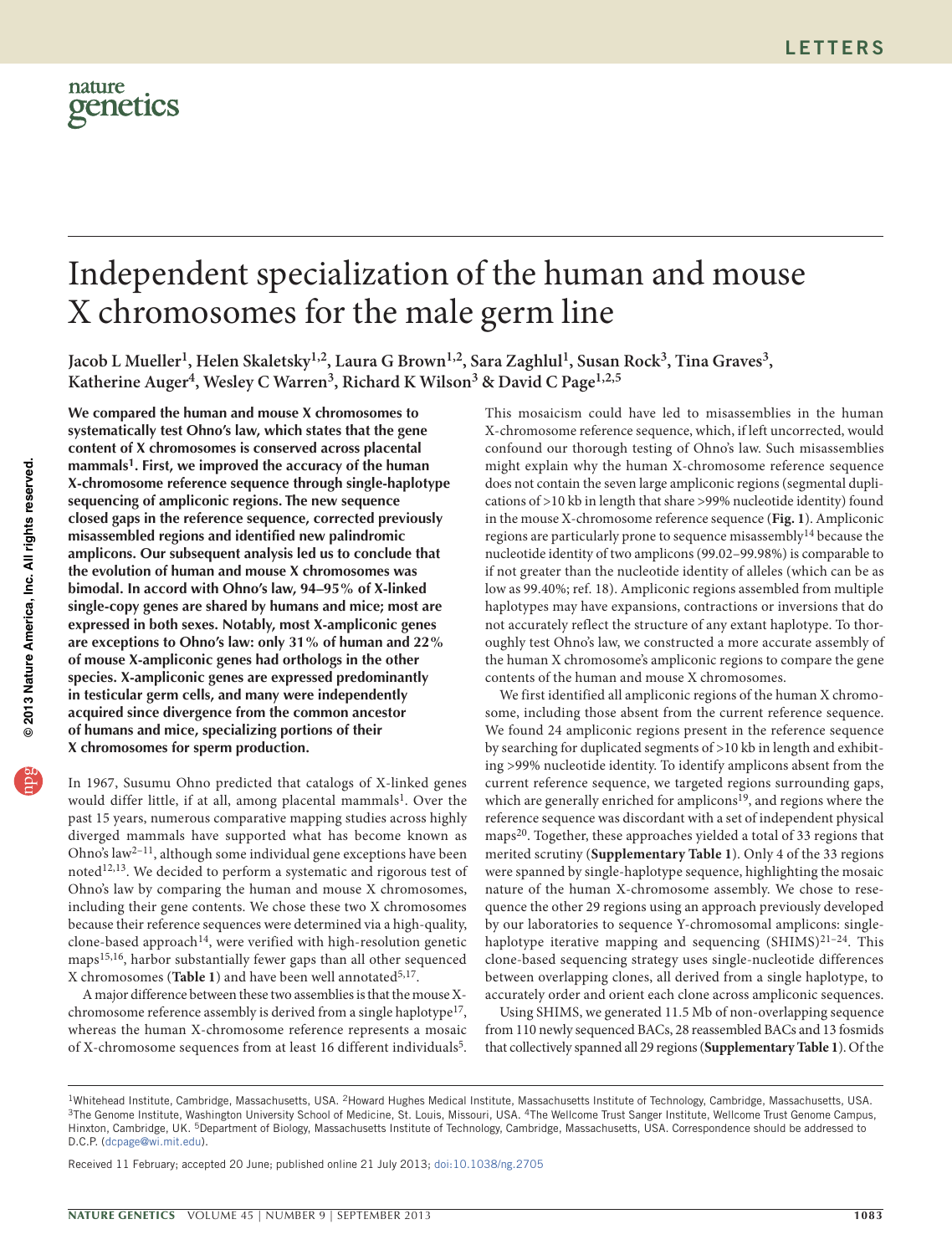# Independent specialization of the human and mouse X chromosomes for the male germ line

Jacob L Mueller[1], Helen Skaletsky[1,2], Laura G Brown[1,2], Sara Zaghlul[1], Susan Rock[3], Tina Graves[3], Katherine Auger[4], Wesley C Warren[3], Richard K Wilson[3] & David C Page[1,2,5]

**We compared the human and mouse X chromosomes to systematically test Ohno's law, which states that the gene content of X chromosomes is conserved across placental mammals[1]. First, we improved the accuracy of the human X-chromosome reference sequence through single-haplotype sequencing of ampliconic regions. The new sequence closed gaps in the reference sequence, corrected previously misassembled regions and identified new palindromic amplicons. Our subsequent analysis led us to conclude that the evolution of human and mouse X chromosomes was bimodal. In accord with Ohno's law, 94–95% of X-linked single-copy genes are shared by humans and mice; most are expressed in both sexes. Notably, most X-ampliconic genes are exceptions to Ohno's law: only 31% of human and 22% of mouse X-ampliconic genes had orthologs in the other species. X-ampliconic genes are expressed predominantly in testicular germ cells, and many were independently acquired since divergence from the common ancestor of humans and mice, specializing portions of their X chromosomes for sperm production.**

In 1967, Susumu Ohno predicted that catalogs of X-linked genes would differ little, if at all, among placental mammals[1]. Over the past 15 years, numerous comparative mapping studies across highly diverged mammals have supported what has become known as Ohno's law[2–11], although some individual gene exceptions have been noted[12,13]. We decided to perform a systematic and rigorous test of Ohno's law by comparing the human and mouse X chromosomes, including their gene contents. We chose these two X chromosomes because their reference sequences were determined via a high-quality, clone-based approach[14], were verified with high-resolution genetic maps[15,16], harbor substantially fewer gaps than all other sequenced X chromosomes (**Table 1**) and have been well annotated[5,17].

A major difference between these two assemblies is that the mouse X-chromosome reference assembly is derived from a single haplotype[17], whereas the human X-chromosome reference represents a mosaic of X-chromosome sequences from at least 16 different individuals[5]. This mosaicism could have led to misassemblies in the human X-chromosome reference sequence, which, if left uncorrected, would confound our thorough testing of Ohno's law. Such misassemblies might explain why the human X-chromosome reference sequence does not contain the seven large ampliconic regions (segmental duplications of >10 kb in length that share >99% nucleotide identity) found in the mouse X-chromosome reference sequence (**Fig. 1**). Ampliconic regions are particularly prone to sequence misassembly[14] because the nucleotide identity of two amplicons (99.02–99.98%) is comparable to if not greater than the nucleotide identity of alleles (which can be as low as 99.40%; ref. 18). Ampliconic regions assembled from multiple haplotypes may have expansions, contractions or inversions that do not accurately reflect the structure of any extant haplotype. To thoroughly test Ohno's law, we constructed a more accurate assembly of the human X chromosome's ampliconic regions to compare the gene contents of the human and mouse X chromosomes.

We first identified all ampliconic regions of the human X chromosome, including those absent from the current reference sequence. We found 24 ampliconic regions present in the reference sequence by searching for duplicated segments of >10 kb in length and exhibiting >99% nucleotide identity. To identify amplicons absent from the current reference sequence, we targeted regions surrounding gaps, which are generally enriched for amplicons[19], and regions where the reference sequence was discordant with a set of independent physical maps[20]. Together, these approaches yielded a total of 33 regions that merited scrutiny (**Supplementary Table 1**). Only 4 of the 33 regions were spanned by single-haplotype sequence, highlighting the mosaic nature of the human X-chromosome assembly. We chose to resequence the other 29 regions using an approach previously developed by our laboratories to sequence Y-chromosomal amplicons: single-haplotype iterative mapping and sequencing (SHIMS)[21–24]. This clone-based sequencing strategy uses single-nucleotide differences between overlapping clones, all derived from a single haplotype, to accurately order and orient each clone across ampliconic sequences.

Using SHIMS, we generated 11.5 Mb of non-overlapping sequence from 110 newly sequenced BACs, 28 reassembled BACs and 13 fosmids that collectively spanned all 29 regions (**Supplementary Table 1**). Of the

[1]Whitehead Institute, Cambridge, Massachusetts, USA. [2]Howard Hughes Medical Institute, Massachusetts Institute of Technology, Cambridge, Massachusetts, USA. [3]The Genome Institute, Washington University School of Medicine, St. Louis, Missouri, USA. [4]The Wellcome Trust Sanger Institute, Wellcome Trust Genome Campus, Hinxton, Cambridge, UK. [5]Department of Biology, Massachusetts Institute of Technology, Cambridge, Massachusetts, USA. Correspondence should be addressed to D.C.P. (dcpage@wi.mit.edu).

Received 11 February; accepted 20 June; published online 21 July 2013; doi:10.1038/ng.2705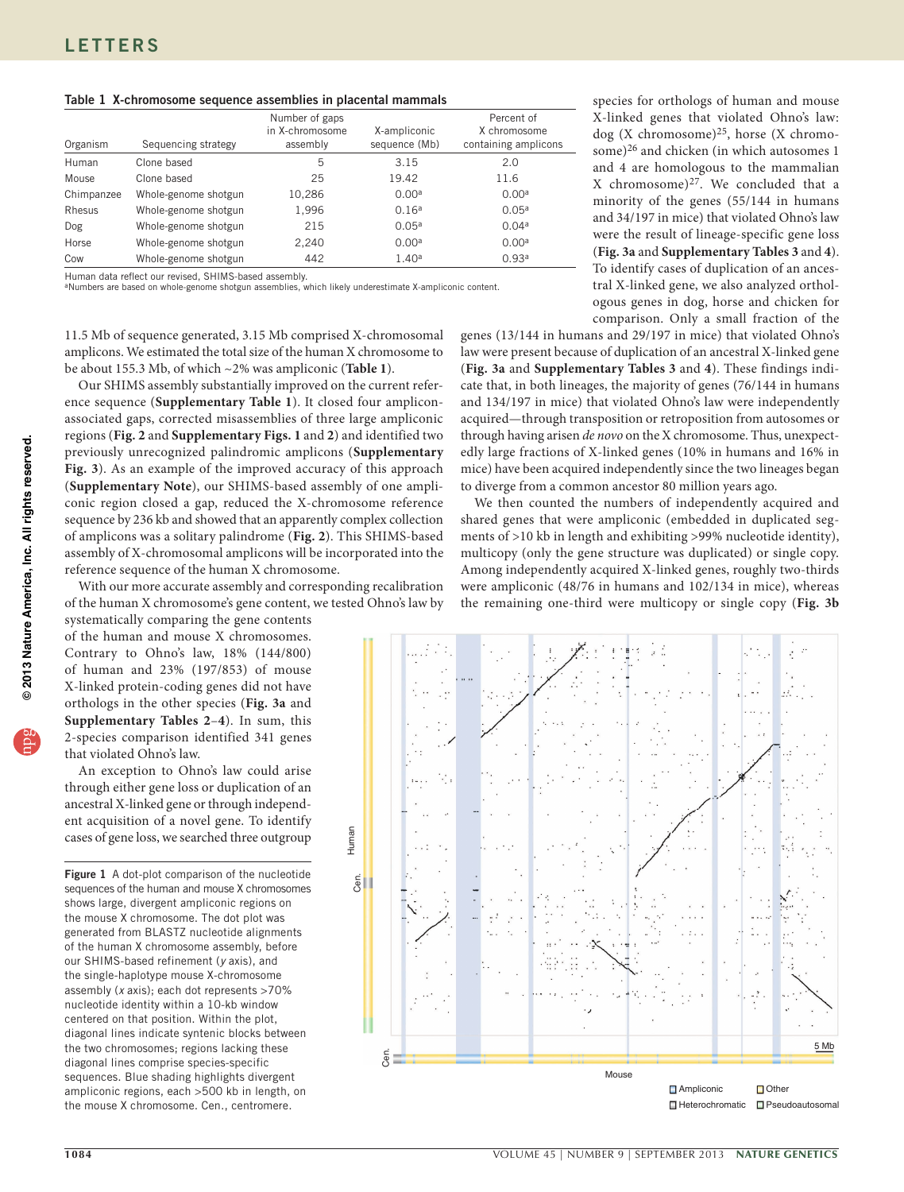Table 1 X-chromosome sequence assemblies in placental mammals

| Organism | Sequencing strategy | Number of gaps in X-chromosome assembly | X-ampliconic sequence (Mb) | Percent of X chromosome containing amplicons |
|---|---|---|---|---|
| Human | Clone based | 5 | 3.15 | 2.0 |
| Mouse | Clone based | 25 | 19.42 | 11.6 |
| Chimpanzee | Whole-genome shotgun | 10,286 | 0.00[a] | 0.00[a] |
| Rhesus | Whole-genome shotgun | 1,996 | 0.16[a] | 0.05[a] |
| Dog | Whole-genome shotgun | 215 | 0.05[a] | 0.04[a] |
| Horse | Whole-genome shotgun | 2,240 | 0.00[a] | 0.00[a] |
| Cow | Whole-genome shotgun | 442 | 1.40[a] | 0.93[a] |

Human data reflect our revised, SHIMS-based assembly.
[a]Numbers are based on whole-genome shotgun assemblies, which likely underestimate X-ampliconic content.

11.5 Mb of sequence generated, 3.15 Mb comprised X-chromosomal amplicons. We estimated the total size of the human X chromosome to be about 155.3 Mb, of which ~2% was ampliconic (**Table 1**).

Our SHIMS assembly substantially improved on the current reference sequence (**Supplementary Table 1**). It closed four amplicon-associated gaps, corrected misassemblies of three large ampliconic regions (**Fig. 2** and **Supplementary Figs. 1** and **2**) and identified two previously unrecognized palindromic amplicons (**Supplementary Fig. 3**). As an example of the improved accuracy of this approach (**Supplementary Note**), our SHIMS-based assembly of one ampliconic region closed a gap, reduced the X-chromosome reference sequence by 236 kb and showed that an apparently complex collection of amplicons was a solitary palindrome (**Fig. 2**). This SHIMS-based assembly of X-chromosomal amplicons will be incorporated into the reference sequence of the human X chromosome.

With our more accurate assembly and corresponding recalibration of the human X chromosome's gene content, we tested Ohno's law by systematically comparing the gene contents of the human and mouse X chromosomes. Contrary to Ohno's law, 18% (144/800) of human and 23% (197/853) of mouse X-linked protein-coding genes did not have orthologs in the other species (**Fig. 3a** and **Supplementary Tables 2–4**). In sum, this 2-species comparison identified 341 genes that violated Ohno's law.

An exception to Ohno's law could arise through either gene loss or duplication of an ancestral X-linked gene or through independent acquisition of a novel gene. To identify cases of gene loss, we searched three outgroup species for orthologs of human and mouse X-linked genes that violated Ohno's law: dog (X chromosome)[25], horse (X chromosome)[26] and chicken (in which autosomes 1 and 4 are homologous to the mammalian X chromosome)[27]. We concluded that a minority of the genes (55/144 in humans and 34/197 in mice) that violated Ohno's law were the result of lineage-specific gene loss (**Fig. 3a** and **Supplementary Tables 3** and **4**). To identify cases of duplication of an ancestral X-linked gene, we also analyzed orthologous genes in dog, horse and chicken for comparison. Only a small fraction of the genes (13/144 in humans and 29/197 in mice) that violated Ohno's law were present because of duplication of an ancestral X-linked gene (**Fig. 3a** and **Supplementary Tables 3** and **4**). These findings indicate that, in both lineages, the majority of genes (76/144 in humans and 134/197 in mice) that violated Ohno's law were independently acquired—through transposition or retroposition from autosomes or through having arisen *de novo* on the X chromosome. Thus, unexpectedly large fractions of X-linked genes (10% in humans and 16% in mice) have been acquired independently since the two lineages began to diverge from a common ancestor 80 million years ago.

We then counted the numbers of independently acquired and shared genes that were ampliconic (embedded in duplicated segments of >10 kb in length and exhibiting >99% nucleotide identity), multicopy (only the gene structure was duplicated) or single copy. Among independently acquired X-linked genes, roughly two-thirds were ampliconic (48/76 in humans and 102/134 in mice), whereas the remaining one-third were multicopy or single copy (**Fig. 3b**

**Figure 1** A dot-plot comparison of the nucleotide sequences of the human and mouse X chromosomes shows large, divergent ampliconic regions on the mouse X chromosome. The dot plot was generated from BLASTZ nucleotide alignments of the human X chromosome assembly, before our SHIMS-based refinement (*y* axis), and the single-haplotype mouse X-chromosome assembly (*x* axis); each dot represents >70% nucleotide identity within a 10-kb window centered on that position. Within the plot, diagonal lines indicate syntenic blocks between the two chromosomes; regions lacking these diagonal lines comprise species-specific sequences. Blue shading highlights divergent ampliconic regions, each >500 kb in length, on the mouse X chromosome. Cen., centromere.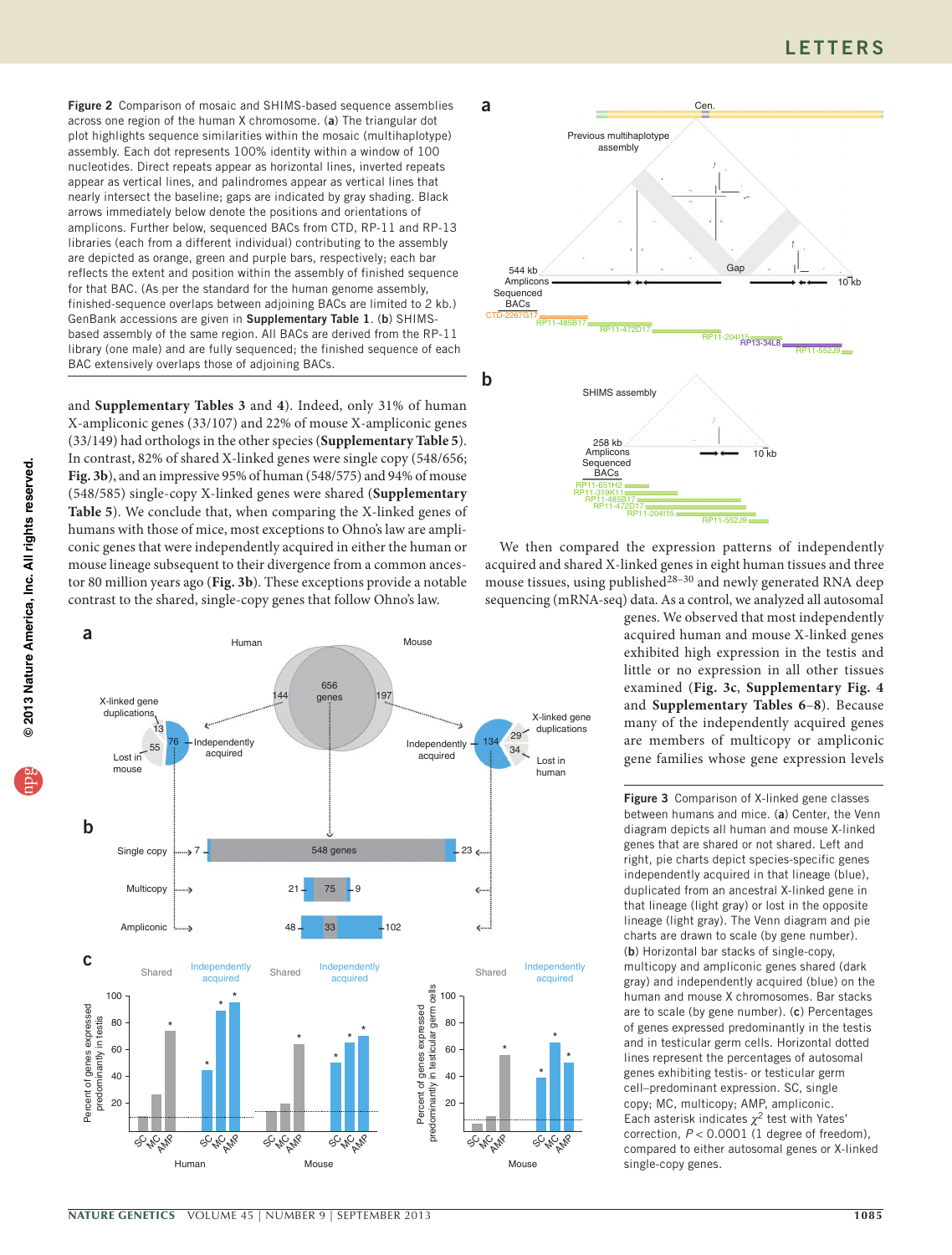**Figure 2** Comparison of mosaic and SHIMS-based sequence assemblies across one region of the human X chromosome. (**a**) The triangular dot plot highlights sequence similarities within the mosaic (multihaplotype) assembly. Each dot represents 100% identity within a window of 100 nucleotides. Direct repeats appear as horizontal lines, inverted repeats appear as vertical lines, and palindromes appear as vertical lines that nearly intersect the baseline; gaps are indicated by gray shading. Black arrows immediately below denote the positions and orientations of amplicons. Further below, sequenced BACs from CTD, RP-11 and RP-13 libraries (each from a different individual) contributing to the assembly are depicted as orange, green and purple bars, respectively; each bar reflects the extent and position within the assembly of finished sequence for that BAC. (As per the standard for the human genome assembly, finished-sequence overlaps between adjoining BACs are limited to 2 kb.) GenBank accessions are given in **Supplementary Table 1**. (**b**) SHIMS-based assembly of the same region. All BACs are derived from the RP-11 library (one male) and are fully sequenced; the finished sequence of each BAC extensively overlaps those of adjoining BACs.

and **Supplementary Tables 3** and **4**). Indeed, only 31% of human X-ampliconic genes (33/107) and 22% of mouse X-ampliconic genes (33/149) had orthologs in the other species (**Supplementary Table 5**). In contrast, 82% of shared X-linked genes were single copy (548/656; **Fig. 3b**), and an impressive 95% of human (548/575) and 94% of mouse (548/585) single-copy X-linked genes were shared (**Supplementary Table 5**). We conclude that, when comparing the X-linked genes of humans with those of mice, most exceptions to Ohno's law are ampliconic genes that were independently acquired in either the human or mouse lineage subsequent to their divergence from a common ancestor 80 million years ago (**Fig. 3b**). These exceptions provide a notable contrast to the shared, single-copy genes that follow Ohno's law.

We then compared the expression patterns of independently acquired and shared X-linked genes in eight human tissues and three mouse tissues, using published[28–30] and newly generated RNA deep sequencing (mRNA-seq) data. As a control, we analyzed all autosomal genes. We observed that most independently acquired human and mouse X-linked genes exhibited high expression in the testis and little or no expression in all other tissues examined (**Fig. 3c**, **Supplementary Fig. 4** and **Supplementary Tables 6–8**). Because many of the independently acquired genes are members of multicopy or ampliconic gene families whose gene expression levels

**Figure 3** Comparison of X-linked gene classes between humans and mice. (**a**) Center, the Venn diagram depicts all human and mouse X-linked genes that are shared or not shared. Left and right, pie charts depict species-specific genes independently acquired in that lineage (blue), duplicated from an ancestral X-linked gene in that lineage (light gray) or lost in the opposite lineage (light gray). The Venn diagram and pie charts are drawn to scale (by gene number). (**b**) Horizontal bar stacks of single-copy, multicopy and ampliconic genes shared (dark gray) and independently acquired (blue) on the human and mouse X chromosomes. Bar stacks are to scale (by gene number). (**c**) Percentages of genes expressed predominantly in the testis and in testicular germ cells. Horizontal dotted lines represent the percentages of autosomal genes exhibiting testis- or testicular germ cell–predominant expression. SC, single copy; MC, multicopy; AMP, ampliconic. Each asterisk indicates $\chi^2$ test with Yates' correction, $P < 0.0001$ (1 degree of freedom), compared to either autosomal genes or X-linked single-copy genes.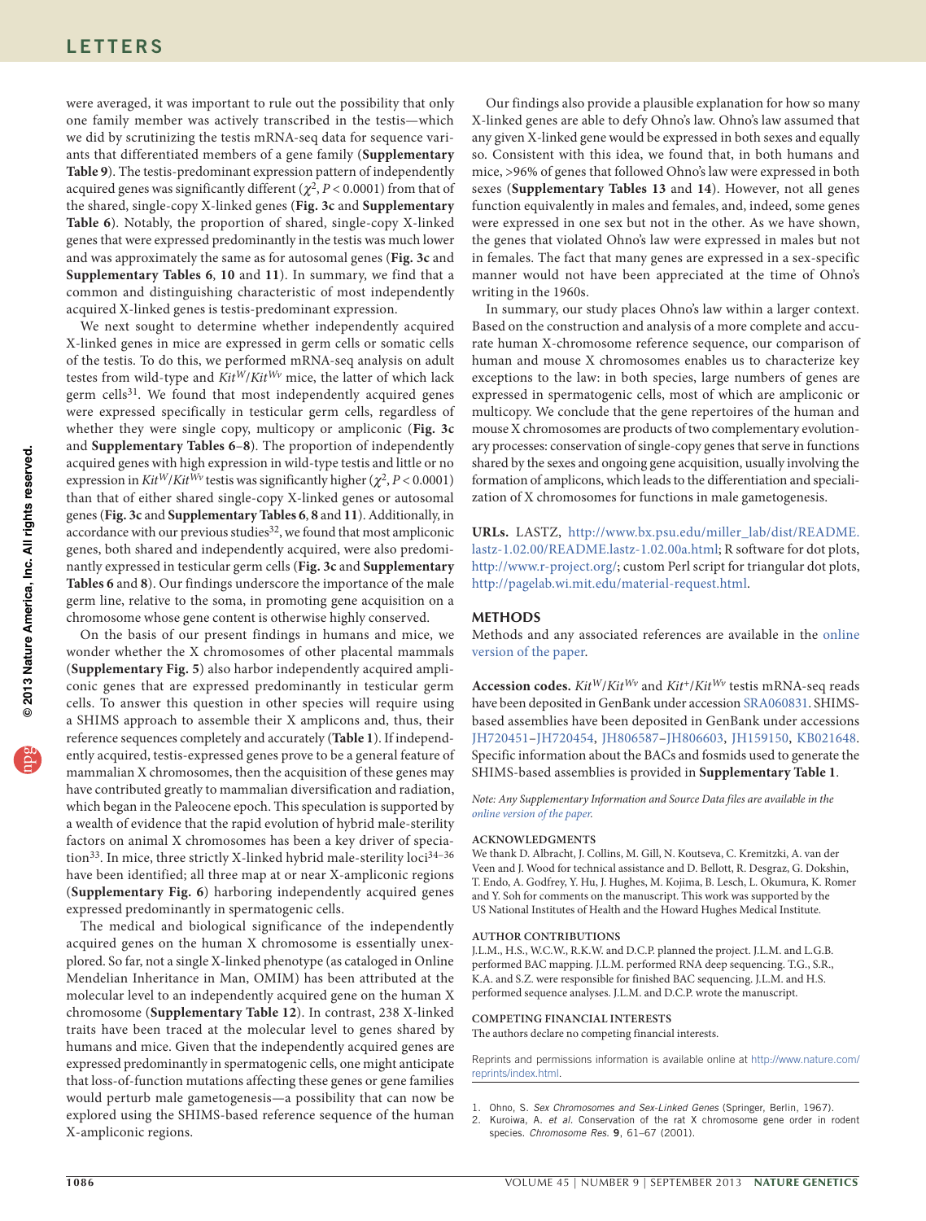were averaged, it was important to rule out the possibility that only one family member was actively transcribed in the testis—which we did by scrutinizing the testis mRNA-seq data for sequence variants that differentiated members of a gene family (**Supplementary Table 9**). The testis-predominant expression pattern of independently acquired genes was significantly different ($\chi^2$, $P < 0.0001$) from that of the shared, single-copy X-linked genes (**Fig. 3c** and **Supplementary Table 6**). Notably, the proportion of shared, single-copy X-linked genes that were expressed predominantly in the testis was much lower and was approximately the same as for autosomal genes (**Fig. 3c** and **Supplementary Tables 6**, **10** and **11**). In summary, we find that a common and distinguishing characteristic of most independently acquired X-linked genes is testis-predominant expression.

We next sought to determine whether independently acquired X-linked genes in mice are expressed in germ cells or somatic cells of the testis. To do this, we performed mRNA-seq analysis on adult testes from wild-type and $Kit^W/Kit^{Wv}$ mice, the latter of which lack germ cells[31]. We found that most independently acquired genes were expressed specifically in testicular germ cells, regardless of whether they were single copy, multicopy or ampliconic (**Fig. 3c** and **Supplementary Tables 6–8**). The proportion of independently acquired genes with high expression in wild-type testis and little or no expression in $Kit^W/Kit^{Wv}$ testis was significantly higher ($\chi^2$, $P < 0.0001$) than that of either shared single-copy X-linked genes or autosomal genes (**Fig. 3c** and **Supplementary Tables 6**, **8** and **11**). Additionally, in accordance with our previous studies[32], we found that most ampliconic genes, both shared and independently acquired, were also predominantly expressed in testicular germ cells (**Fig. 3c** and **Supplementary Tables 6** and **8**). Our findings underscore the importance of the male germ line, relative to the soma, in promoting gene acquisition on a chromosome whose gene content is otherwise highly conserved.

On the basis of our present findings in humans and mice, we wonder whether the X chromosomes of other placental mammals (**Supplementary Fig. 5**) also harbor independently acquired ampliconic genes that are expressed predominantly in testicular germ cells. To answer this question in other species will require using a SHIMS approach to assemble their X amplicons and, thus, their reference sequences completely and accurately (**Table 1**). If independently acquired, testis-expressed genes prove to be a general feature of mammalian X chromosomes, then the acquisition of these genes may have contributed greatly to mammalian diversification and radiation, which began in the Paleocene epoch. This speculation is supported by a wealth of evidence that the rapid evolution of hybrid male-sterility factors on animal X chromosomes has been a key driver of speciation[33]. In mice, three strictly X-linked hybrid male-sterility loci[34–36] have been identified; all three map at or near X-ampliconic regions (**Supplementary Fig. 6**) harboring independently acquired genes expressed predominantly in spermatogenic cells.

The medical and biological significance of the independently acquired genes on the human X chromosome is essentially unexplored. So far, not a single X-linked phenotype (as cataloged in Online Mendelian Inheritance in Man, OMIM) has been attributed at the molecular level to an independently acquired gene on the human X chromosome (**Supplementary Table 12**). In contrast, 238 X-linked traits have been traced at the molecular level to genes shared by humans and mice. Given that the independently acquired genes are expressed predominantly in spermatogenic cells, one might anticipate that loss-of-function mutations affecting these genes or gene families would perturb male gametogenesis—a possibility that can now be explored using the SHIMS-based reference sequence of the human X-ampliconic regions.

Our findings also provide a plausible explanation for how so many X-linked genes are able to defy Ohno's law. Ohno's law assumed that any given X-linked gene would be expressed in both sexes and equally so. Consistent with this idea, we found that, in both humans and mice, >96% of genes that followed Ohno's law were expressed in both sexes (**Supplementary Tables 13** and **14**). However, not all genes function equivalently in males and females, and, indeed, some genes were expressed in one sex but not in the other. As we have shown, the genes that violated Ohno's law were expressed in males but not in females. The fact that many genes are expressed in a sex-specific manner would not have been appreciated at the time of Ohno's writing in the 1960s.

In summary, our study places Ohno's law within a larger context. Based on the construction and analysis of a more complete and accurate human X-chromosome reference sequence, our comparison of human and mouse X chromosomes enables us to characterize key exceptions to the law: in both species, large numbers of genes are expressed in spermatogenic cells, most of which are ampliconic or multicopy. We conclude that the gene repertoires of the human and mouse X chromosomes are products of two complementary evolutionary processes: conservation of single-copy genes that serve in functions shared by the sexes and ongoing gene acquisition, usually involving the formation of amplicons, which leads to the differentiation and specialization of X chromosomes for functions in male gametogenesis.

**URLs.** LASTZ, http://www.bx.psu.edu/miller_lab/dist/README.lastz-1.02.00/README.lastz-1.02.00a.html; R software for dot plots, http://www.r-project.org/; custom Perl script for triangular dot plots, http://pagelab.wi.mit.edu/material-request.html.

## METHODS

Methods and any associated references are available in the online version of the paper.

**Accession codes.** $Kit^W/Kit^{Wv}$ and $Kit^+/Kit^{Wv}$ testis mRNA-seq reads have been deposited in GenBank under accession SRA060831. SHIMS-based assemblies have been deposited in GenBank under accessions JH720451–JH720454, JH806587–JH806603, JH159150, KB021648. Specific information about the BACs and fosmids used to generate the SHIMS-based assemblies is provided in **Supplementary Table 1**.

*Note: Any Supplementary Information and Source Data files are available in the online version of the paper.*

### ACKNOWLEDGMENTS

We thank D. Albracht, J. Collins, M. Gill, N. Koutseva, C. Kremitzki, A. van der Veen and J. Wood for technical assistance and D. Bellott, R. Desgraz, G. Dokshin, T. Endo, A. Godfrey, Y. Hu, J. Hughes, M. Kojima, B. Lesch, L. Okumura, K. Romer and Y. Soh for comments on the manuscript. This work was supported by the US National Institutes of Health and the Howard Hughes Medical Institute.

### AUTHOR CONTRIBUTIONS

J.L.M., H.S., W.C.W., R.K.W. and D.C.P. planned the project. J.L.M. and L.G.B. performed BAC mapping. J.L.M. performed RNA deep sequencing. T.G., S.R., K.A. and S.Z. were responsible for finished BAC sequencing. J.L.M. and H.S. performed sequence analyses. J.L.M. and D.C.P. wrote the manuscript.

### COMPETING FINANCIAL INTERESTS

The authors declare no competing financial interests.

Reprints and permissions information is available online at http://www.nature.com/reprints/index.html.

1. Ohno, S. *Sex Chromosomes and Sex-Linked Genes* (Springer, Berlin, 1967).
2. Kuroiwa, A. *et al.* Conservation of the rat X chromosome gene order in rodent species. *Chromosome Res.* **9**, 61–67 (2001).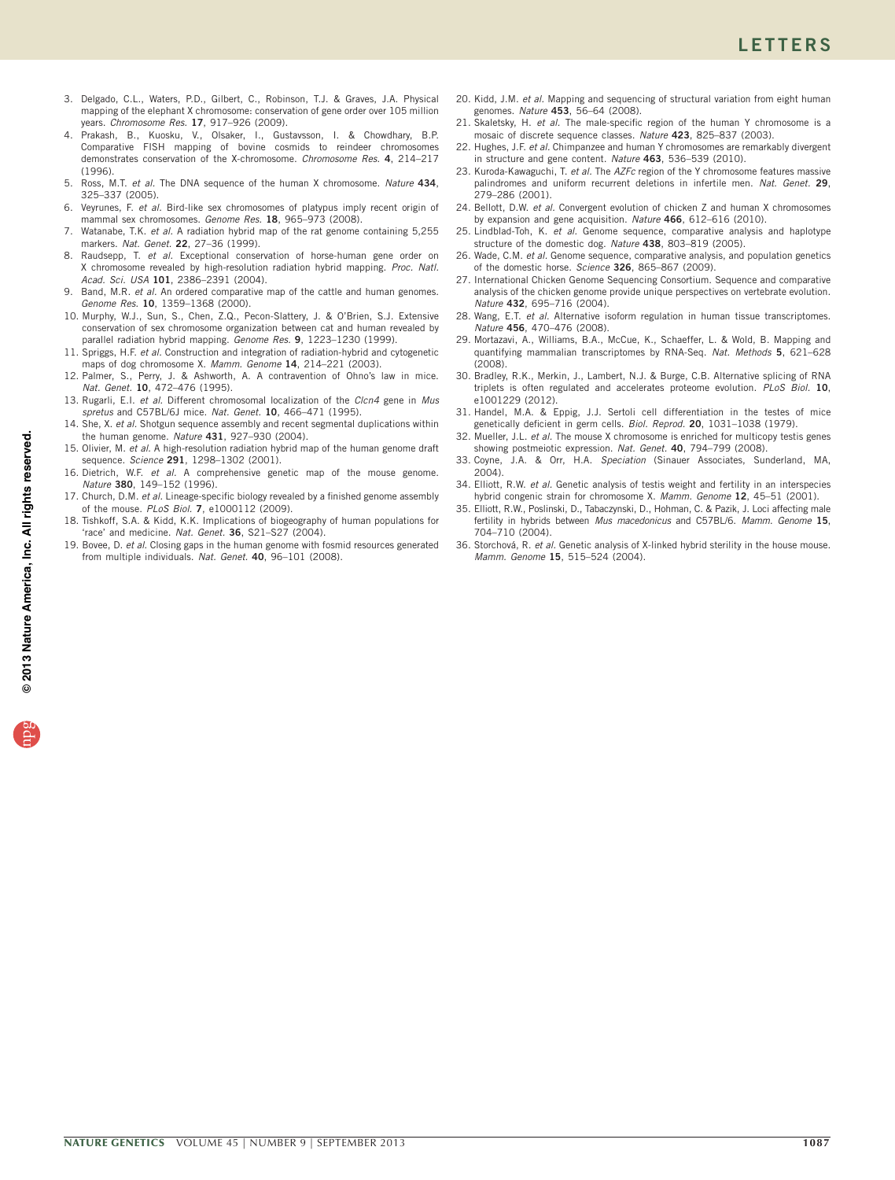3. Delgado, C.L., Waters, P.D., Gilbert, C., Robinson, T.J. & Graves, J.A. Physical mapping of the elephant X chromosome: conservation of gene order over 105 million years. *Chromosome Res.* **17**, 917–926 (2009).
4. Prakash, B., Kuosku, V., Olsaker, I., Gustavsson, I. & Chowdhary, B.P. Comparative FISH mapping of bovine cosmids to reindeer chromosomes demonstrates conservation of the X-chromosome. *Chromosome Res.* **4**, 214–217 (1996).
5. Ross, M.T. *et al.* The DNA sequence of the human X chromosome. *Nature* **434**, 325–337 (2005).
6. Veyrunes, F. *et al.* Bird-like sex chromosomes of platypus imply recent origin of mammal sex chromosomes. *Genome Res.* **18**, 965–973 (2008).
7. Watanabe, T.K. *et al.* A radiation hybrid map of the rat genome containing 5,255 markers. *Nat. Genet.* **22**, 27–36 (1999).
8. Raudsepp, T. *et al.* Exceptional conservation of horse-human gene order on X chromosome revealed by high-resolution radiation hybrid mapping. *Proc. Natl. Acad. Sci. USA* **101**, 2386–2391 (2004).
9. Band, M.R. *et al.* An ordered comparative map of the cattle and human genomes. *Genome Res.* **10**, 1359–1368 (2000).
10. Murphy, W.J., Sun, S., Chen, Z.Q., Pecon-Slattery, J. & O'Brien, S.J. Extensive conservation of sex chromosome organization between cat and human revealed by parallel radiation hybrid mapping. *Genome Res.* **9**, 1223–1230 (1999).
11. Spriggs, H.F. *et al.* Construction and integration of radiation-hybrid and cytogenetic maps of dog chromosome X. *Mamm. Genome* **14**, 214–221 (2003).
12. Palmer, S., Perry, J. & Ashworth, A. A contravention of Ohno's law in mice. *Nat. Genet.* **10**, 472–476 (1995).
13. Rugarli, E.I. *et al.* Different chromosomal localization of the *Clcn4* gene in *Mus spretus* and C57BL/6J mice. *Nat. Genet.* **10**, 466–471 (1995).
14. She, X. *et al.* Shotgun sequence assembly and recent segmental duplications within the human genome. *Nature* **431**, 927–930 (2004).
15. Olivier, M. *et al.* A high-resolution radiation hybrid map of the human genome draft sequence. *Science* **291**, 1298–1302 (2001).
16. Dietrich, W.F. *et al.* A comprehensive genetic map of the mouse genome. *Nature* **380**, 149–152 (1996).
17. Church, D.M. *et al.* Lineage-specific biology revealed by a finished genome assembly of the mouse. *PLoS Biol.* **7**, e1000112 (2009).
18. Tishkoff, S.A. & Kidd, K.K. Implications of biogeography of human populations for 'race' and medicine. *Nat. Genet.* **36**, S21–S27 (2004).
19. Bovee, D. *et al.* Closing gaps in the human genome with fosmid resources generated from multiple individuals. *Nat. Genet.* **40**, 96–101 (2008).
20. Kidd, J.M. *et al.* Mapping and sequencing of structural variation from eight human genomes. *Nature* **453**, 56–64 (2008).
21. Skaletsky, H. *et al.* The male-specific region of the human Y chromosome is a mosaic of discrete sequence classes. *Nature* **423**, 825–837 (2003).
22. Hughes, J.F. *et al.* Chimpanzee and human Y chromosomes are remarkably divergent in structure and gene content. *Nature* **463**, 536–539 (2010).
23. Kuroda-Kawaguchi, T. *et al.* The *AZFc* region of the Y chromosome features massive palindromes and uniform recurrent deletions in infertile men. *Nat. Genet.* **29**, 279–286 (2001).
24. Bellott, D.W. *et al.* Convergent evolution of chicken Z and human X chromosomes by expansion and gene acquisition. *Nature* **466**, 612–616 (2010).
25. Lindblad-Toh, K. *et al.* Genome sequence, comparative analysis and haplotype structure of the domestic dog. *Nature* **438**, 803–819 (2005).
26. Wade, C.M. *et al.* Genome sequence, comparative analysis, and population genetics of the domestic horse. *Science* **326**, 865–867 (2009).
27. International Chicken Genome Sequencing Consortium. Sequence and comparative analysis of the chicken genome provide unique perspectives on vertebrate evolution. *Nature* **432**, 695–716 (2004).
28. Wang, E.T. *et al.* Alternative isoform regulation in human tissue transcriptomes. *Nature* **456**, 470–476 (2008).
29. Mortazavi, A., Williams, B.A., McCue, K., Schaeffer, L. & Wold, B. Mapping and quantifying mammalian transcriptomes by RNA-Seq. *Nat. Methods* **5**, 621–628 (2008).
30. Bradley, R.K., Merkin, J., Lambert, N.J. & Burge, C.B. Alternative splicing of RNA triplets is often regulated and accelerates proteome evolution. *PLoS Biol.* **10**, e1001229 (2012).
31. Handel, M.A. & Eppig, J.J. Sertoli cell differentiation in the testes of mice genetically deficient in germ cells. *Biol. Reprod.* **20**, 1031–1038 (1979).
32. Mueller, J.L. *et al.* The mouse X chromosome is enriched for multicopy testis genes showing postmeiotic expression. *Nat. Genet.* **40**, 794–799 (2008).
33. Coyne, J.A. & Orr, H.A. *Speciation* (Sinauer Associates, Sunderland, MA, 2004).
34. Elliott, R.W. *et al.* Genetic analysis of testis weight and fertility in an interspecies hybrid congenic strain for chromosome X. *Mamm. Genome* **12**, 45–51 (2001).
35. Elliott, R.W., Poslinski, D., Tabaczynski, D., Hohman, C. & Pazik, J. Loci affecting male fertility in hybrids between *Mus macedonicus* and C57BL/6. *Mamm. Genome* **15**, 704–710 (2004).
36. Storchová, R. *et al.* Genetic analysis of X-linked hybrid sterility in the house mouse. *Mamm. Genome* **15**, 515–524 (2004).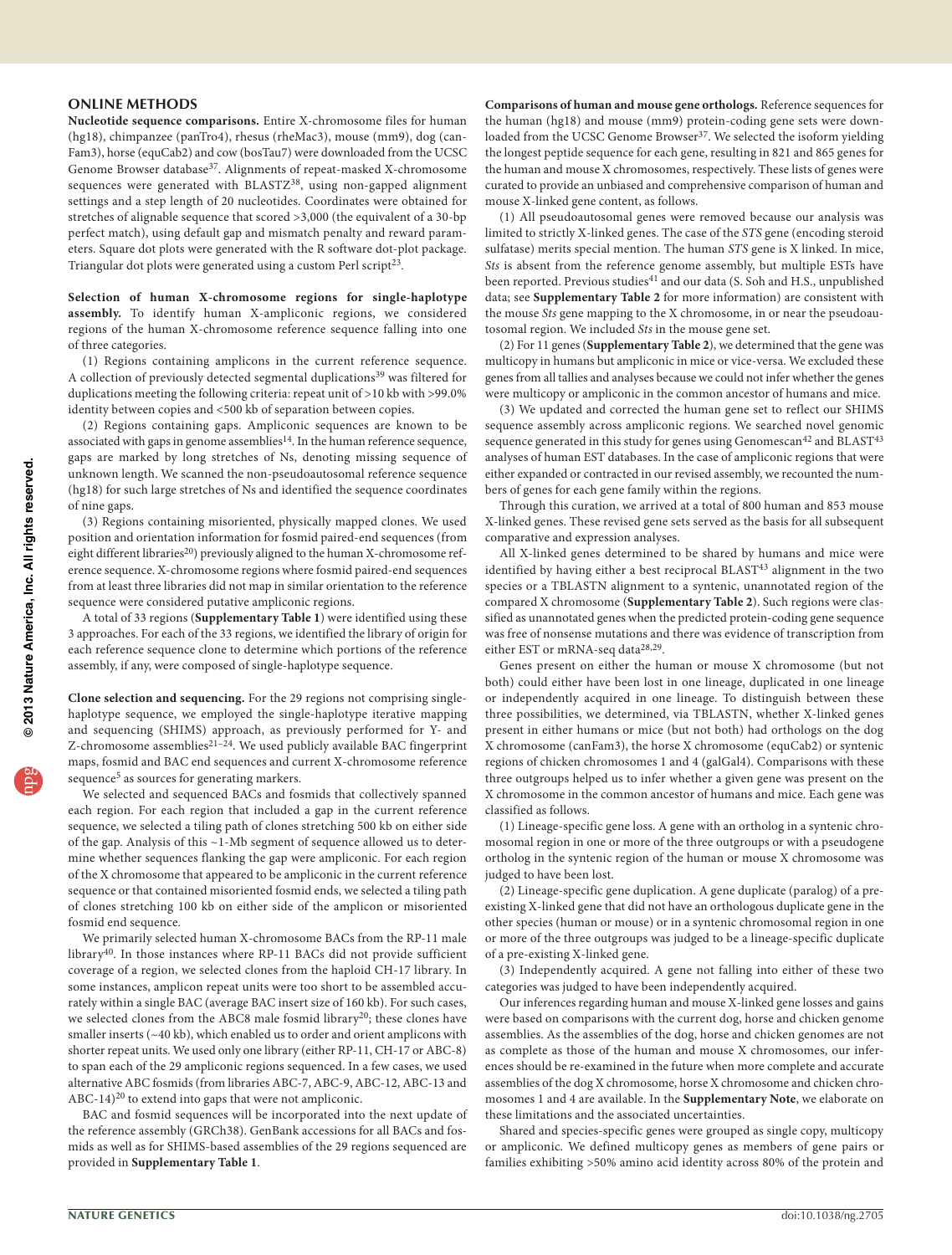## ONLINE METHODS

**Nucleotide sequence comparisons.** Entire X-chromosome files for human (hg18), chimpanzee (panTro4), rhesus (rheMac3), mouse (mm9), dog (canFam3), horse (equCab2) and cow (bosTau7) were downloaded from the UCSC Genome Browser database[37]. Alignments of repeat-masked X-chromosome sequences were generated with BLASTZ[38], using non-gapped alignment settings and a step length of 20 nucleotides. Coordinates were obtained for stretches of alignable sequence that scored >3,000 (the equivalent of a 30-bp perfect match), using default gap and mismatch penalty and reward parameters. Square dot plots were generated with the R software dot-plot package. Triangular dot plots were generated using a custom Perl script[23].

**Selection of human X-chromosome regions for single-haplotype assembly.** To identify human X-ampliconic regions, we considered regions of the human X-chromosome reference sequence falling into one of three categories.

(1) Regions containing amplicons in the current reference sequence. A collection of previously detected segmental duplications[39] was filtered for duplications meeting the following criteria: repeat unit of >10 kb with >99.0% identity between copies and <500 kb of separation between copies.

(2) Regions containing gaps. Ampliconic sequences are known to be associated with gaps in genome assemblies[14]. In the human reference sequence, gaps are marked by long stretches of Ns, denoting missing sequence of unknown length. We scanned the non-pseudoautosomal reference sequence (hg18) for such large stretches of Ns and identified the sequence coordinates of nine gaps.

(3) Regions containing misoriented, physically mapped clones. We used position and orientation information for fosmid paired-end sequences (from eight different libraries[20]) previously aligned to the human X-chromosome reference sequence. X-chromosome regions where fosmid paired-end sequences from at least three libraries did not map in similar orientation to the reference sequence were considered putative ampliconic regions.

A total of 33 regions (**Supplementary Table 1**) were identified using these 3 approaches. For each of the 33 regions, we identified the library of origin for each reference sequence clone to determine which portions of the reference assembly, if any, were composed of single-haplotype sequence.

**Clone selection and sequencing.** For the 29 regions not comprising single-haplotype sequence, we employed the single-haplotype iterative mapping and sequencing (SHIMS) approach, as previously performed for Y- and Z-chromosome assemblies[21–24]. We used publicly available BAC fingerprint maps, fosmid and BAC end sequences and current X-chromosome reference sequence[5] as sources for generating markers.

We selected and sequenced BACs and fosmids that collectively spanned each region. For each region that included a gap in the current reference sequence, we selected a tiling path of clones stretching 500 kb on either side of the gap. Analysis of this ~1-Mb segment of sequence allowed us to determine whether sequences flanking the gap were ampliconic. For each region of the X chromosome that appeared to be ampliconic in the current reference sequence or that contained misoriented fosmid ends, we selected a tiling path of clones stretching 100 kb on either side of the amplicon or misoriented fosmid end sequence.

We primarily selected human X-chromosome BACs from the RP-11 male library[40]. In those instances where RP-11 BACs did not provide sufficient coverage of a region, we selected clones from the haploid CH-17 library. In some instances, amplicon repeat units were too short to be assembled accurately within a single BAC (average BAC insert size of 160 kb). For such cases, we selected clones from the ABC8 male fosmid library[20]; these clones have smaller inserts (~40 kb), which enabled us to order and orient amplicons with shorter repeat units. We used only one library (either RP-11, CH-17 or ABC-8) to span each of the 29 ampliconic regions sequenced. In a few cases, we used alternative ABC fosmids (from libraries ABC-7, ABC-9, ABC-12, ABC-13 and ABC-14)[20] to extend into gaps that were not ampliconic.

BAC and fosmid sequences will be incorporated into the next update of the reference assembly (GRCh38). GenBank accessions for all BACs and fosmids as well as for SHIMS-based assemblies of the 29 regions sequenced are provided in **Supplementary Table 1**.

**Comparisons of human and mouse gene orthologs.** Reference sequences for the human (hg18) and mouse (mm9) protein-coding gene sets were downloaded from the UCSC Genome Browser[37]. We selected the isoform yielding the longest peptide sequence for each gene, resulting in 821 and 865 genes for the human and mouse X chromosomes, respectively. These lists of genes were curated to provide an unbiased and comprehensive comparison of human and mouse X-linked gene content, as follows.

(1) All pseudoautosomal genes were removed because our analysis was limited to strictly X-linked genes. The case of the *STS* gene (encoding steroid sulfatase) merits special mention. The human *STS* gene is X linked. In mice, *Sts* is absent from the reference genome assembly, but multiple ESTs have been reported. Previous studies[41] and our data (S. Soh and H.S., unpublished data; see **Supplementary Table 2** for more information) are consistent with the mouse *Sts* gene mapping to the X chromosome, in or near the pseudoautosomal region. We included *Sts* in the mouse gene set.

(2) For 11 genes (**Supplementary Table 2**), we determined that the gene was multicopy in humans but ampliconic in mice or vice-versa. We excluded these genes from all tallies and analyses because we could not infer whether the genes were multicopy or ampliconic in the common ancestor of humans and mice.

(3) We updated and corrected the human gene set to reflect our SHIMS sequence assembly across ampliconic regions. We searched novel genomic sequence generated in this study for genes using Genomescan[42] and BLAST[43] analyses of human EST databases. In the case of ampliconic regions that were either expanded or contracted in our revised assembly, we recounted the numbers of genes for each gene family within the regions.

Through this curation, we arrived at a total of 800 human and 853 mouse X-linked genes. These revised gene sets served as the basis for all subsequent comparative and expression analyses.

All X-linked genes determined to be shared by humans and mice were identified by having either a best reciprocal BLAST[43] alignment in the two species or a TBLASTN alignment to a syntenic, unannotated region of the compared X chromosome (**Supplementary Table 2**). Such regions were classified as unannotated genes when the predicted protein-coding gene sequence was free of nonsense mutations and there was evidence of transcription from either EST or mRNA-seq data[28,29].

Genes present on either the human or mouse X chromosome (but not both) could either have been lost in one lineage, duplicated in one lineage or independently acquired in one lineage. To distinguish between these three possibilities, we determined, via TBLASTN, whether X-linked genes present in either humans or mice (but not both) had orthologs on the dog X chromosome (canFam3), the horse X chromosome (equCab2) or syntenic regions of chicken chromosomes 1 and 4 (galGal4). Comparisons with these three outgroups helped us to infer whether a given gene was present on the X chromosome in the common ancestor of humans and mice. Each gene was classified as follows.

(1) Lineage-specific gene loss. A gene with an ortholog in a syntenic chromosomal region in one or more of the three outgroups or with a pseudogene ortholog in the syntenic region of the human or mouse X chromosome was judged to have been lost.

(2) Lineage-specific gene duplication. A gene duplicate (paralog) of a preexisting X-linked gene that did not have an orthologous duplicate gene in the other species (human or mouse) or in a syntenic chromosomal region in one or more of the three outgroups was judged to be a lineage-specific duplicate of a pre-existing X-linked gene.

(3) Independently acquired. A gene not falling into either of these two categories was judged to have been independently acquired.

Our inferences regarding human and mouse X-linked gene losses and gains were based on comparisons with the current dog, horse and chicken genome assemblies. As the assemblies of the dog, horse and chicken genomes are not as complete as those of the human and mouse X chromosomes, our inferences should be re-examined in the future when more complete and accurate assemblies of the dog X chromosome, horse X chromosome and chicken chromosomes 1 and 4 are available. In the **Supplementary Note**, we elaborate on these limitations and the associated uncertainties.

Shared and species-specific genes were grouped as single copy, multicopy or ampliconic. We defined multicopy genes as members of gene pairs or families exhibiting >50% amino acid identity across 80% of the protein and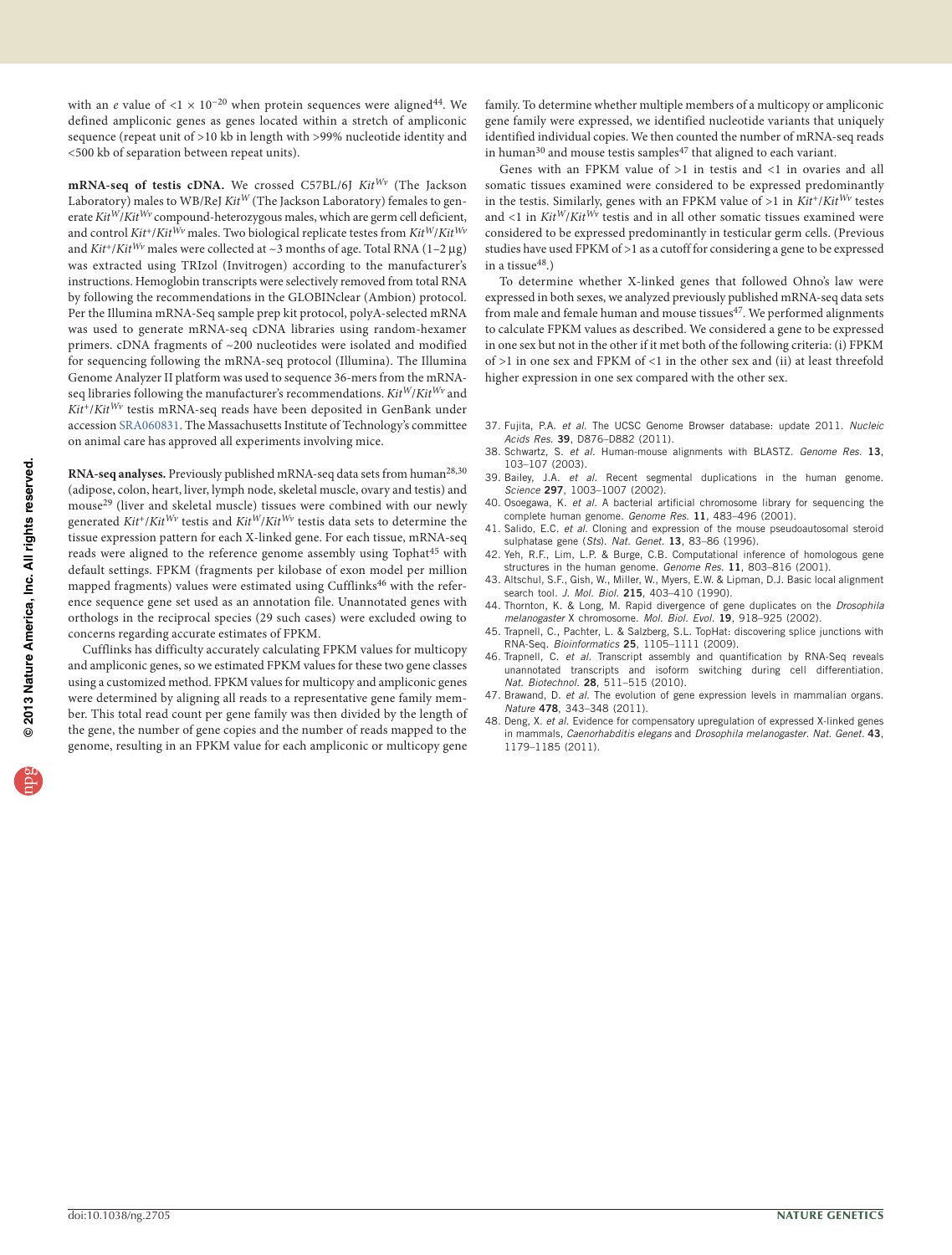with an $e$ value of $<1 \times 10^{-20}$ when protein sequences were aligned[44]. We defined ampliconic genes as genes located within a stretch of ampliconic sequence (repeat unit of >10 kb in length with >99% nucleotide identity and <500 kb of separation between repeat units).

**mRNA-seq of testis cDNA.** We crossed C57BL/6J $Kit^{Wv}$ (The Jackson Laboratory) males to WB/ReJ $Kit^{W}$ (The Jackson Laboratory) females to generate $Kit^{W}/Kit^{Wv}$ compound-heterozygous males, which are germ cell deficient, and control $Kit^{+}/Kit^{Wv}$ males. Two biological replicate testes from $Kit^{W}/Kit^{Wv}$ and $Kit^{+}/Kit^{Wv}$ males were collected at ~3 months of age. Total RNA (1–2 µg) was extracted using TRIzol (Invitrogen) according to the manufacturer's instructions. Hemoglobin transcripts were selectively removed from total RNA by following the recommendations in the GLOBINclear (Ambion) protocol. Per the Illumina mRNA-Seq sample prep kit protocol, polyA-selected mRNA was used to generate mRNA-seq cDNA libraries using random-hexamer primers. cDNA fragments of ~200 nucleotides were isolated and modified for sequencing following the mRNA-seq protocol (Illumina). The Illumina Genome Analyzer II platform was used to sequence 36-mers from the mRNA-seq libraries following the manufacturer's recommendations. $Kit^{W}/Kit^{Wv}$ and $Kit^{+}/Kit^{Wv}$ testis mRNA-seq reads have been deposited in GenBank under accession SRA060831. The Massachusetts Institute of Technology's committee on animal care has approved all experiments involving mice.

**RNA-seq analyses.** Previously published mRNA-seq data sets from human[28,30] (adipose, colon, heart, liver, lymph node, skeletal muscle, ovary and testis) and mouse[29] (liver and skeletal muscle) tissues were combined with our newly generated $Kit^{+}/Kit^{Wv}$ testis and $Kit^{W}/Kit^{Wv}$ testis data sets to determine the tissue expression pattern for each X-linked gene. For each tissue, mRNA-seq reads were aligned to the reference genome assembly using Tophat[45] with default settings. FPKM (fragments per kilobase of exon model per million mapped fragments) values were estimated using Cufflinks[46] with the reference sequence gene set used as an annotation file. Unannotated genes with orthologs in the reciprocal species (29 such cases) were excluded owing to concerns regarding accurate estimates of FPKM.

Cufflinks has difficulty accurately calculating FPKM values for multicopy and ampliconic genes, so we estimated FPKM values for these two gene classes using a customized method. FPKM values for multicopy and ampliconic genes were determined by aligning all reads to a representative gene family member. This total read count per gene family was then divided by the length of the gene, the number of gene copies and the number of reads mapped to the genome, resulting in an FPKM value for each ampliconic or multicopy gene family. To determine whether multiple members of a multicopy or ampliconic gene family were expressed, we identified nucleotide variants that uniquely identified individual copies. We then counted the number of mRNA-seq reads in human[30] and mouse testis samples[47] that aligned to each variant.

Genes with an FPKM value of >1 in testis and <1 in ovaries and all somatic tissues examined were considered to be expressed predominantly in the testis. Similarly, genes with an FPKM value of >1 in $Kit^{+}/Kit^{Wv}$ testes and <1 in $Kit^{W}/Kit^{Wv}$ testis and in all other somatic tissues examined were considered to be expressed predominantly in testicular germ cells. (Previous studies have used FPKM of >1 as a cutoff for considering a gene to be expressed in a tissue[48].)

To determine whether X-linked genes that followed Ohno's law were expressed in both sexes, we analyzed previously published mRNA-seq data sets from male and female human and mouse tissues[47]. We performed alignments to calculate FPKM values as described. We considered a gene to be expressed in one sex but not in the other if it met both of the following criteria: (i) FPKM of >1 in one sex and FPKM of <1 in the other sex and (ii) at least threefold higher expression in one sex compared with the other sex.

37. Fujita, P.A. *et al.* The UCSC Genome Browser database: update 2011. *Nucleic Acids Res.* **39**, D876–D882 (2011).
38. Schwartz, S. *et al.* Human-mouse alignments with BLASTZ. *Genome Res.* **13**, 103–107 (2003).
39. Bailey, J.A. *et al.* Recent segmental duplications in the human genome. *Science* **297**, 1003–1007 (2002).
40. Osoegawa, K. *et al.* A bacterial artificial chromosome library for sequencing the complete human genome. *Genome Res.* **11**, 483–496 (2001).
41. Salido, E.C. *et al.* Cloning and expression of the mouse pseudoautosomal steroid sulphatase gene (*Sts*). *Nat. Genet.* **13**, 83–86 (1996).
42. Yeh, R.F., Lim, L.P. & Burge, C.B. Computational inference of homologous gene structures in the human genome. *Genome Res.* **11**, 803–816 (2001).
43. Altschul, S.F., Gish, W., Miller, W., Myers, E.W. & Lipman, D.J. Basic local alignment search tool. *J. Mol. Biol.* **215**, 403–410 (1990).
44. Thornton, K. & Long, M. Rapid divergence of gene duplicates on the *Drosophila melanogaster* X chromosome. *Mol. Biol. Evol.* **19**, 918–925 (2002).
45. Trapnell, C., Pachter, L. & Salzberg, S.L. TopHat: discovering splice junctions with RNA-Seq. *Bioinformatics* **25**, 1105–1111 (2009).
46. Trapnell, C. *et al.* Transcript assembly and quantification by RNA-Seq reveals unannotated transcripts and isoform switching during cell differentiation. *Nat. Biotechnol.* **28**, 511–515 (2010).
47. Brawand, D. *et al.* The evolution of gene expression levels in mammalian organs. *Nature* **478**, 343–348 (2011).
48. Deng, X. *et al.* Evidence for compensatory upregulation of expressed X-linked genes in mammals, *Caenorhabditis elegans* and *Drosophila melanogaster*. *Nat. Genet.* **43**, 1179–1185 (2011).